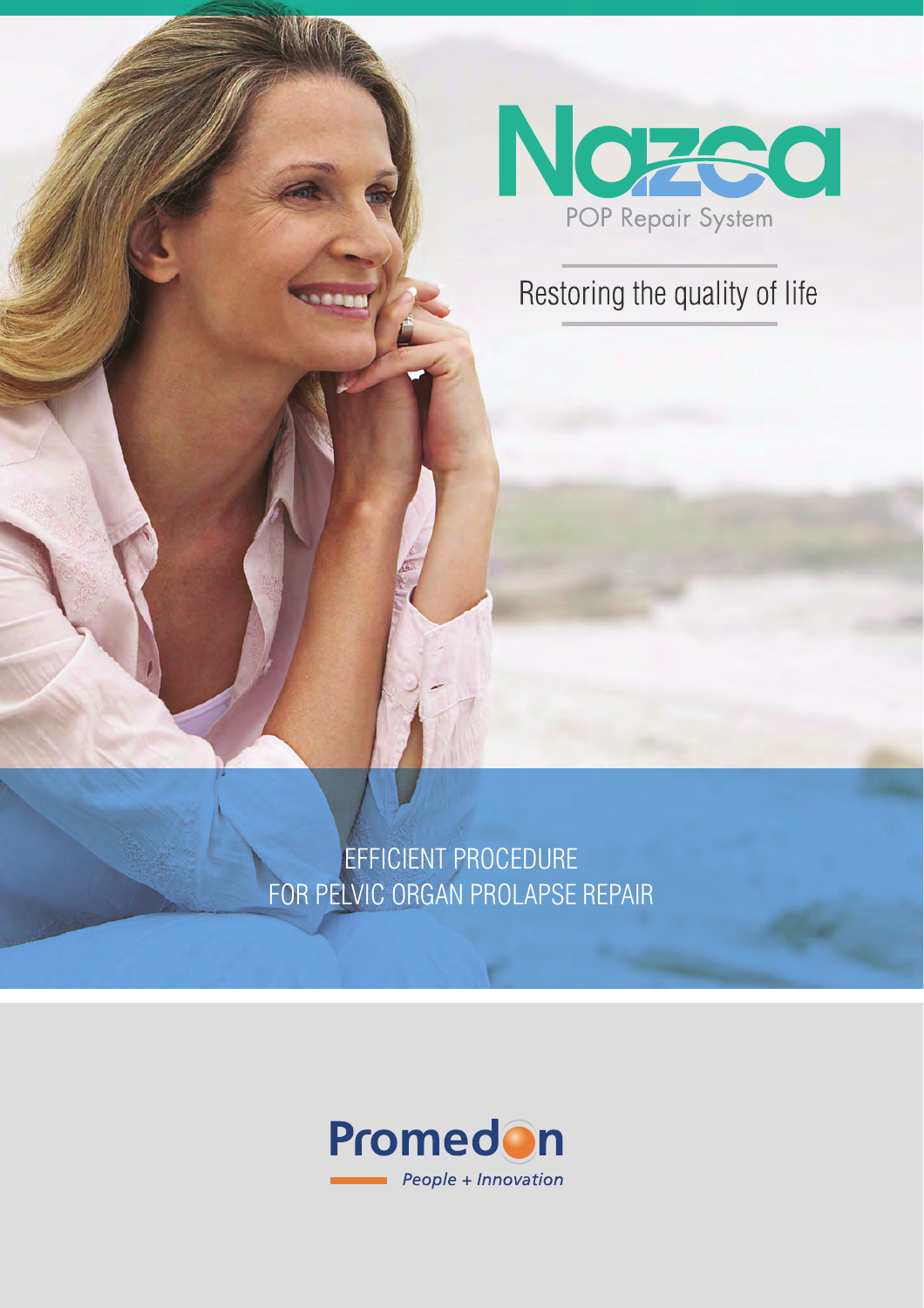# Nazca

POP Repair System

Restoring the quality of life

EFFICIENT PROCEDURE
FOR PELVIC ORGAN PROLAPSE REPAIR

Promedon

*People + Innovation*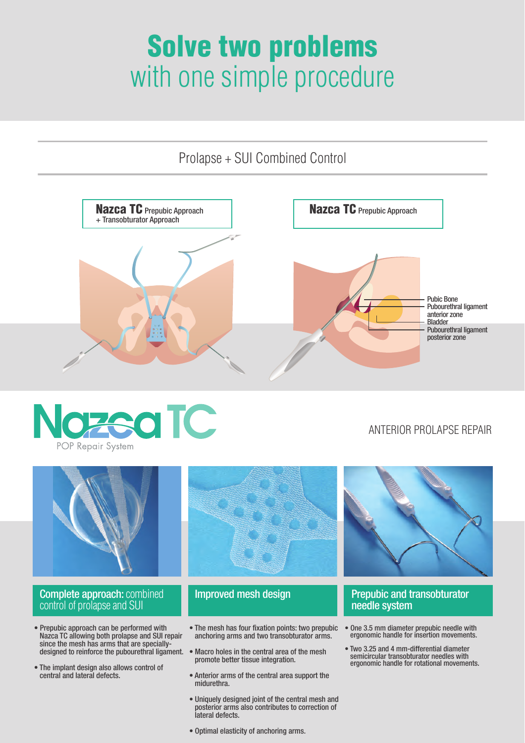# Solve two problems
## with one simple procedure

Prolapse + SUI Combined Control

**Nazca TC** Prepubic Approach + Transobturator Approach

**Nazca TC** Prepubic Approach

Pubic Bone
Pubourethral ligament anterior zone
Bladder
Pubourethral ligament posterior zone

Nazca TC
POP Repair System

ANTERIOR PROLAPSE REPAIR

### Complete approach: combined control of prolapse and SUI

- Prepubic approach can be performed with Nazca TC allowing both prolapse and SUI repair since the mesh has arms that are specially-designed to reinforce the pubourethral ligament.
- The implant design also allows control of central and lateral defects.

### Improved mesh design

- The mesh has four fixation points: two prepubic anchoring arms and two transobturator arms.
- Macro holes in the central area of the mesh promote better tissue integration.
- Anterior arms of the central area support the midurethra.
- Uniquely designed joint of the central mesh and posterior arms also contributes to correction of lateral defects.
- Optimal elasticity of anchoring arms.

### Prepubic and transobturator needle system

- One 3.5 mm diameter prepubic needle with ergonomic handle for insertion movements.
- Two 3.25 and 4 mm-differential diameter semicircular transobturator needles with ergonomic handle for rotational movements.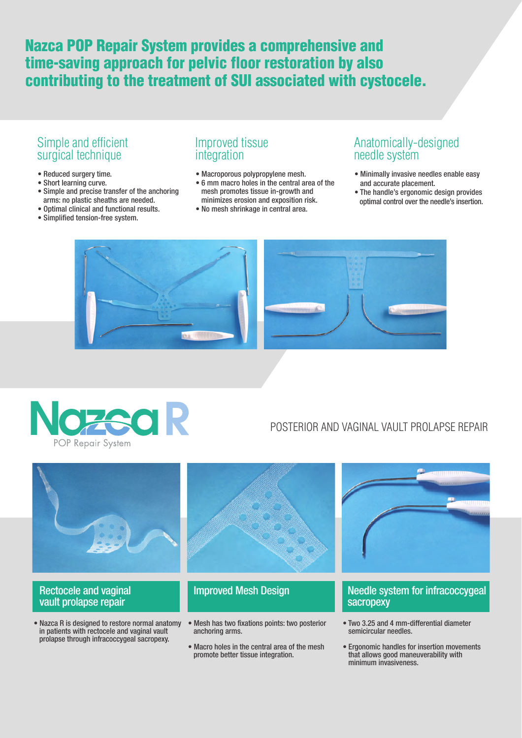# Nazca POP Repair System provides a comprehensive and time-saving approach for pelvic floor restoration by also contributing to the treatment of SUI associated with cystocele.

## Simple and efficient surgical technique

- Reduced surgery time.
- Short learning curve.
- Simple and precise transfer of the anchoring arms: no plastic sheaths are needed.
- Optimal clinical and functional results.
- Simplified tension-free system.

## Improved tissue integration

- Macroporous polypropylene mesh.
- 6 mm macro holes in the central area of the mesh promotes tissue in-growth and minimizes erosion and exposition risk.
- No mesh shrinkage in central area.

## Anatomically-designed needle system

- Minimally invasive needles enable easy and accurate placement.
- The handle's ergonomic design provides optimal control over the needle's insertion.

# Nazca R

POP Repair System

## POSTERIOR AND VAGINAL VAULT PROLAPSE REPAIR

### Rectocele and vaginal vault prolapse repair

- Nazca R is designed to restore normal anatomy in patients with rectocele and vaginal vault prolapse through infracoccygeal sacropexy.

### Improved Mesh Design

- Mesh has two fixations points: two posterior anchoring arms.
- Macro holes in the central area of the mesh promote better tissue integration.

### Needle system for infracoccygeal sacropexy

- Two 3.25 and 4 mm-differential diameter semicircular needles.
- Ergonomic handles for insertion movements that allows good maneuverability with minimum invasiveness.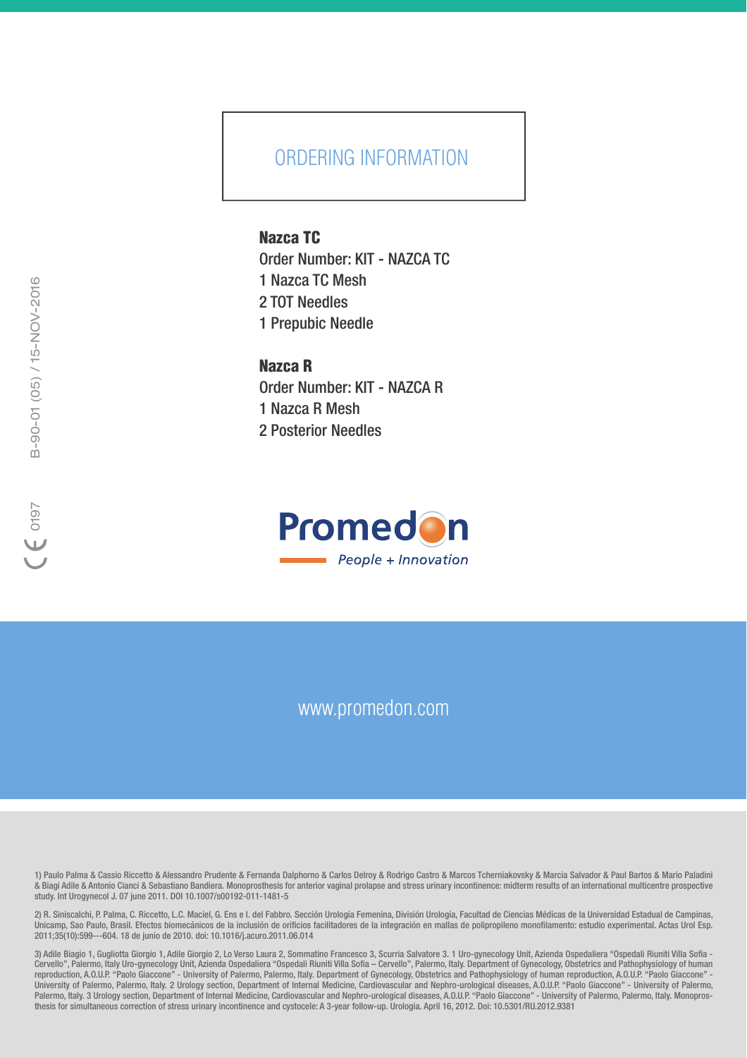# ORDERING INFORMATION

**Nazca TC**
Order Number: KIT - NAZCA TC
1 Nazca TC Mesh
2 TOT Needles
1 Prepubic Needle

**Nazca R**
Order Number: KIT - NAZCA R
1 Nazca R Mesh
2 Posterior Needles

B-90-01 (05) / 15-NOV-2016

CE 0197

Promedon
People + Innovation

www.promedon.com

1) Paulo Palma & Cassio Riccetto & Alessandro Prudente & Fernanda Dalphorno & Carlos Delroy & Rodrigo Castro & Marcos Tcherniakovsky & Marcia Salvador & Paul Bartos & Mario Paladini & Biagi Adile & Antonio Cianci & Sebastiano Bandiera. Monoprosthesis for anterior vaginal prolapse and stress urinary incontinence: midterm results of an international multicentre prospective study. Int Urogynecol J. 07 june 2011. DOI 10.1007/s00192-011-1481-5

2) R. Siniscalchi, P. Palma, C. Riccetto, L.C. Maciel, G. Ens e I. del Fabbro. Sección Urología Femenina, División Urología, Facultad de Ciencias Médicas de la Universidad Estadual de Campinas, Unicamp, Sao Paulo, Brasil. Efectos biomecánicos de la inclusión de orificios facilitadores de la integración en mallas de polipropileno monofilamento: estudio experimental. Actas Urol Esp. 2011;35(10):599---604. 18 de junio de 2010. doi: 10.1016/j.acuro.2011.06.014

3) Adile Biagio 1, Gugliotta Giorgio 1, Adile Giorgio 2, Lo Verso Laura 2, Sommatino Francesco 3, Scurria Salvatore 3. 1 Uro-gynecology Unit, Azienda Ospedaliera "Ospedali Riuniti Villa Sofia - Cervello", Palermo, Italy Uro-gynecology Unit, Azienda Ospedaliera "Ospedali Riuniti Villa Sofia – Cervello", Palermo, Italy. Department of Gynecology, Obstetrics and Pathophysiology of human reproduction, A.O.U.P. "Paolo Giaccone" - University of Palermo, Palermo, Italy. Department of Gynecology, Obstetrics and Pathophysiology of human reproduction, A.O.U.P. "Paolo Giaccone" - University of Palermo, Palermo, Italy. 2 Urology section, Department of Internal Medicine, Cardiovascular and Nephro-urological diseases, A.O.U.P. "Paolo Giaccone" - University of Palermo, Palermo, Italy. 3 Urology section, Department of Internal Medicine, Cardiovascular and Nephro-urological diseases, A.O.U.P. "Paolo Giaccone" - University of Palermo, Palermo, Italy. Monoprosthesis for simultaneous correction of stress urinary incontinence and cystocele: A 3-year follow-up. Urologia. April 16, 2012. Doi: 10.5301/RU.2012.9381